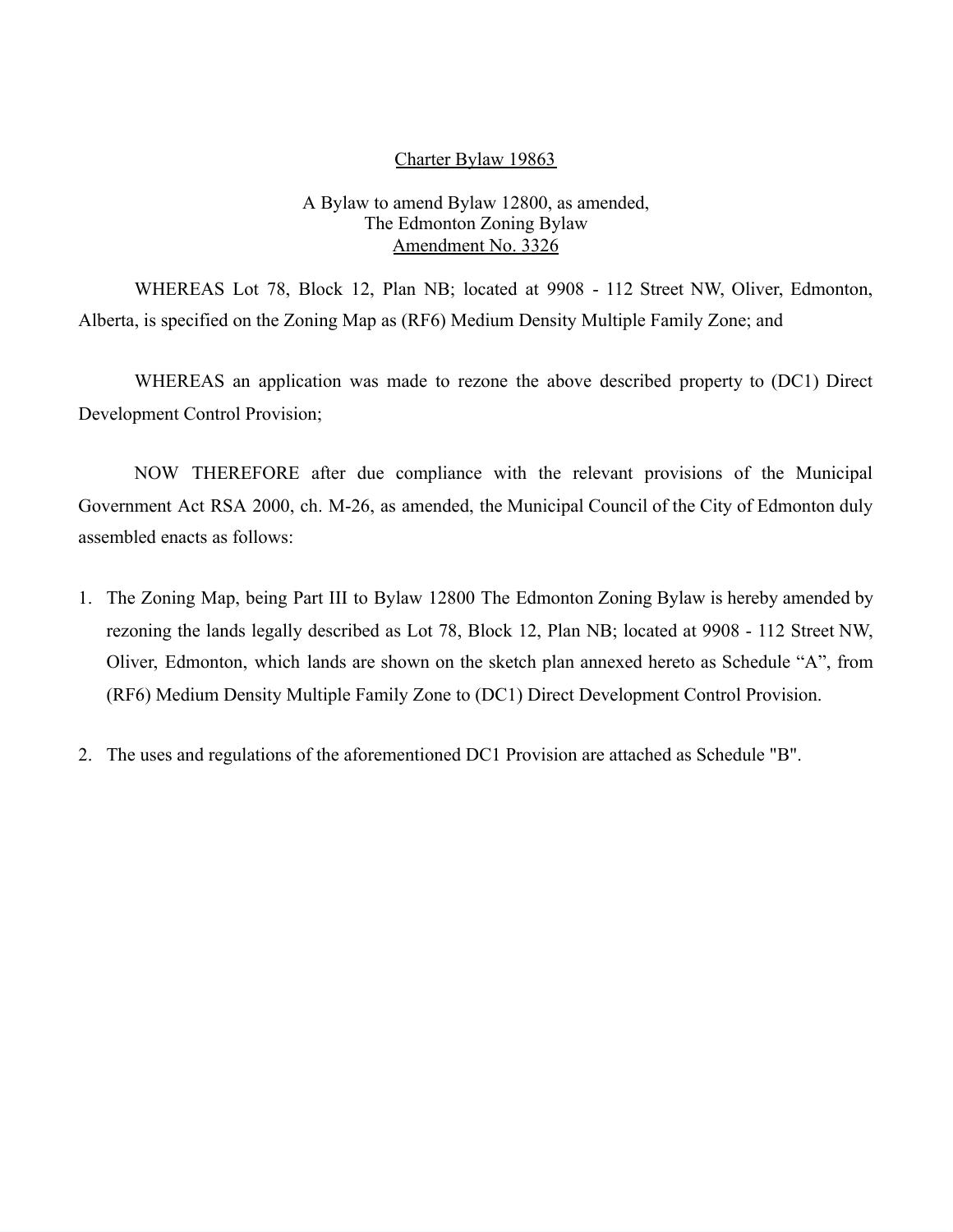<u>Charter Bylaw 19863</u>

A Bylaw to amend Bylaw 12800, as amended,
The Edmonton Zoning Bylaw
<u>Amendment No. 3326</u>

WHEREAS Lot 78, Block 12, Plan NB; located at 9908 - 112 Street NW, Oliver, Edmonton, Alberta, is specified on the Zoning Map as (RF6) Medium Density Multiple Family Zone; and

WHEREAS an application was made to rezone the above described property to (DC1) Direct Development Control Provision;

NOW THEREFORE after due compliance with the relevant provisions of the Municipal Government Act RSA 2000, ch. M-26, as amended, the Municipal Council of the City of Edmonton duly assembled enacts as follows:

1. The Zoning Map, being Part III to Bylaw 12800 The Edmonton Zoning Bylaw is hereby amended by rezoning the lands legally described as Lot 78, Block 12, Plan NB; located at 9908 - 112 Street NW, Oliver, Edmonton, which lands are shown on the sketch plan annexed hereto as Schedule “A”, from (RF6) Medium Density Multiple Family Zone to (DC1) Direct Development Control Provision.

2. The uses and regulations of the aforementioned DC1 Provision are attached as Schedule "B".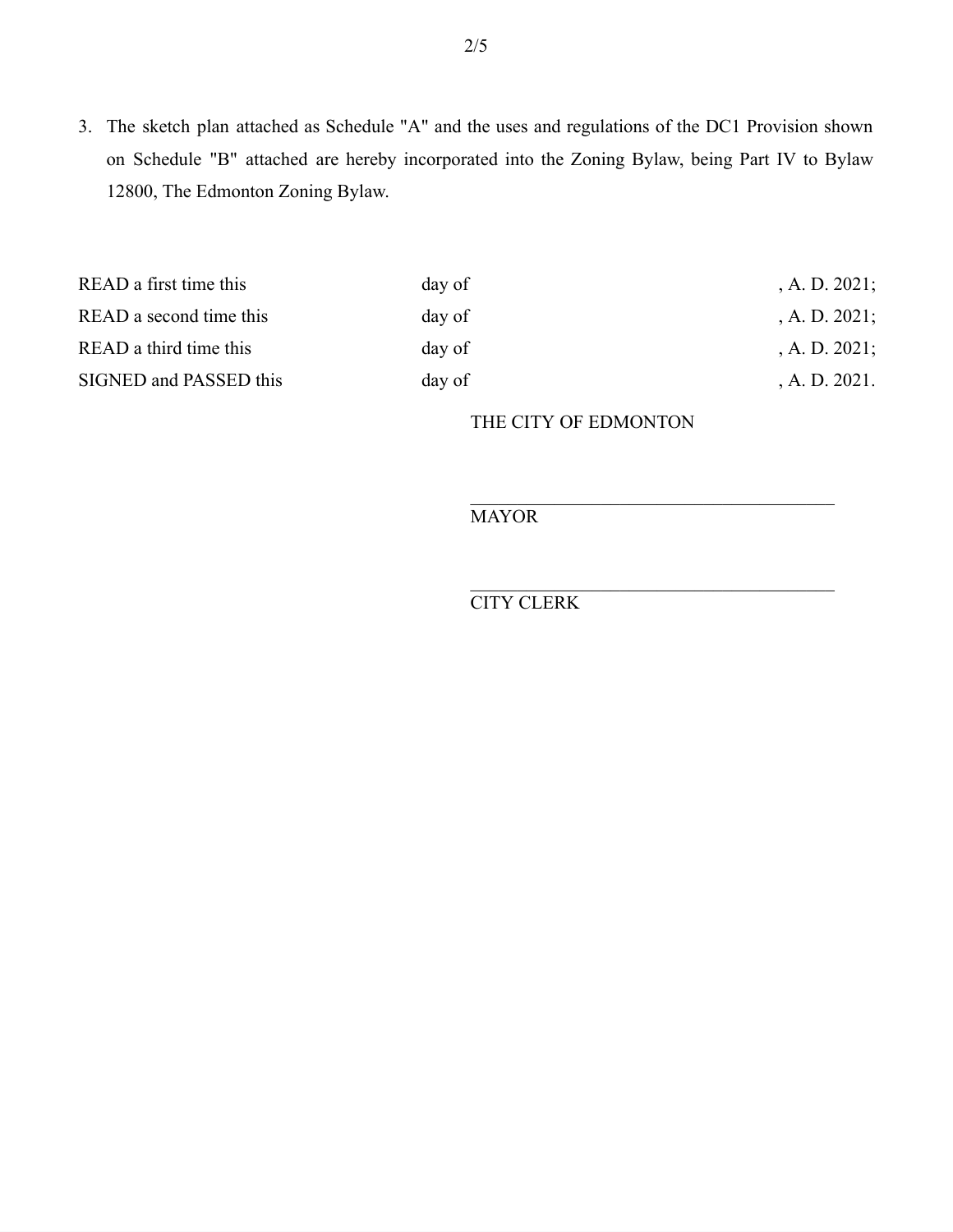3. The sketch plan attached as Schedule "A" and the uses and regulations of the DC1 Provision shown on Schedule "B" attached are hereby incorporated into the Zoning Bylaw, being Part IV to Bylaw 12800, The Edmonton Zoning Bylaw.

| | | |
|---|---|---|
| READ a first time this | day of | , A. D. 2021; |
| READ a second time this | day of | , A. D. 2021; |
| READ a third time this | day of | , A. D. 2021; |
| SIGNED and PASSED this | day of | , A. D. 2021. |

THE CITY OF EDMONTON

_______________________________________
MAYOR

_______________________________________
CITY CLERK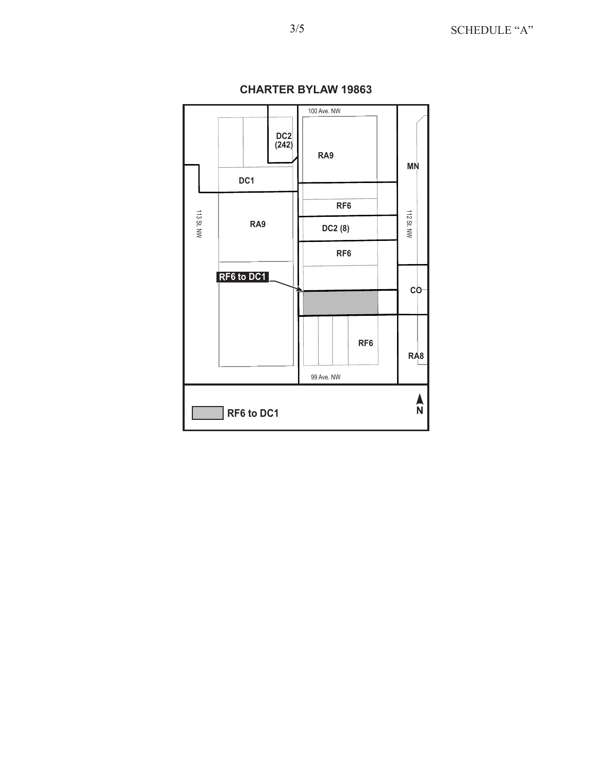SCHEDULE "A"

## CHARTER BYLAW 19863

100 Ave. NW

DC2 (242)

RA9

MN

DC1

RF6

113 St. NW

RA9

DC2 (8)

112 St. NW

RF6

RF6 to DC1

CO

RF6

RA8

99 Ave. NW

RF6 to DC1

N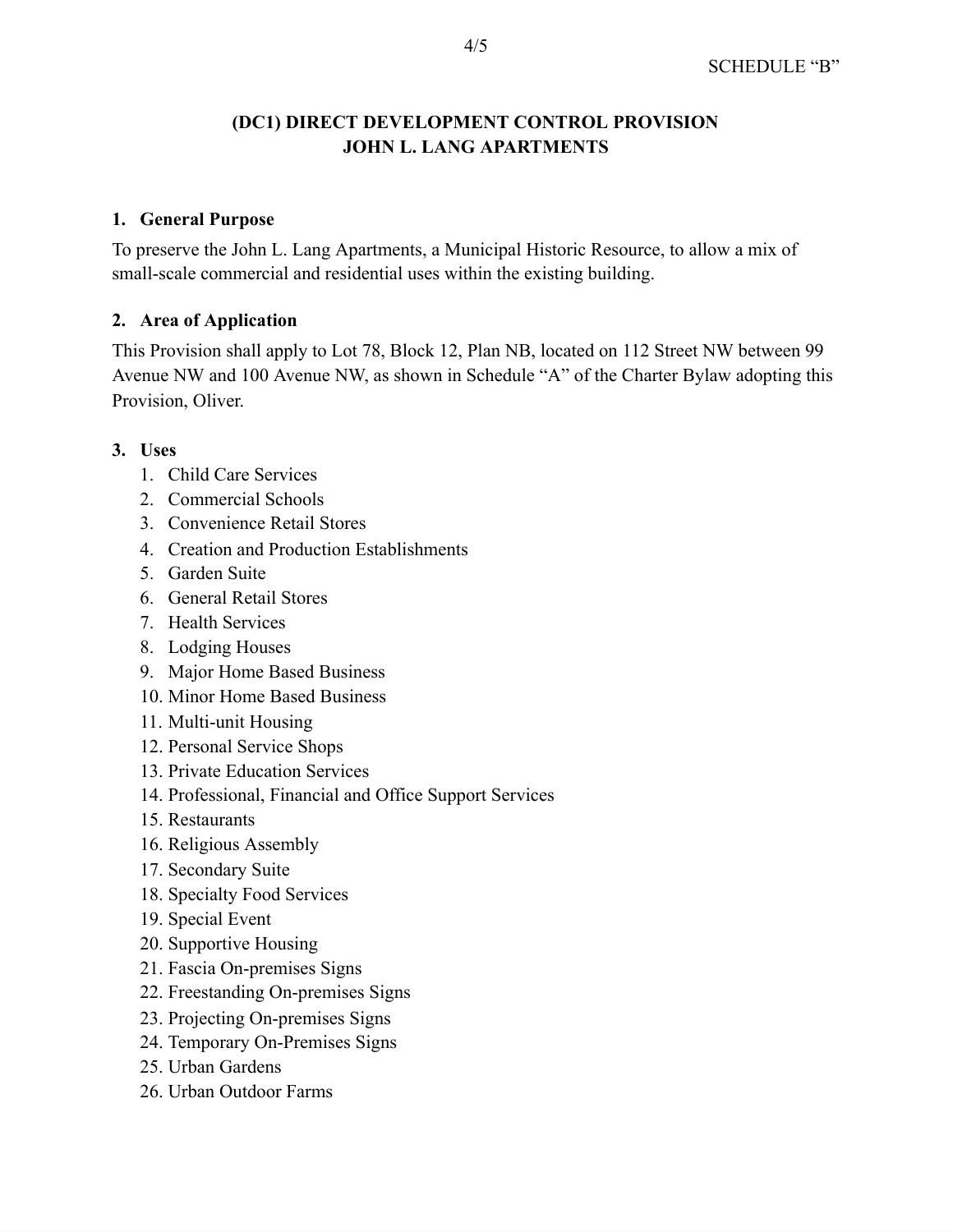SCHEDULE “B”

**(DC1) DIRECT DEVELOPMENT CONTROL PROVISION**
**JOHN L. LANG APARTMENTS**

**1. General Purpose**

To preserve the John L. Lang Apartments, a Municipal Historic Resource, to allow a mix of small-scale commercial and residential uses within the existing building.

**2. Area of Application**

This Provision shall apply to Lot 78, Block 12, Plan NB, located on 112 Street NW between 99 Avenue NW and 100 Avenue NW, as shown in Schedule “A” of the Charter Bylaw adopting this Provision, Oliver.

**3. Uses**

1. Child Care Services
2. Commercial Schools
3. Convenience Retail Stores
4. Creation and Production Establishments
5. Garden Suite
6. General Retail Stores
7. Health Services
8. Lodging Houses
9. Major Home Based Business
10. Minor Home Based Business
11. Multi-unit Housing
12. Personal Service Shops
13. Private Education Services
14. Professional, Financial and Office Support Services
15. Restaurants
16. Religious Assembly
17. Secondary Suite
18. Specialty Food Services
19. Special Event
20. Supportive Housing
21. Fascia On-premises Signs
22. Freestanding On-premises Signs
23. Projecting On-premises Signs
24. Temporary On-Premises Signs
25. Urban Gardens
26. Urban Outdoor Farms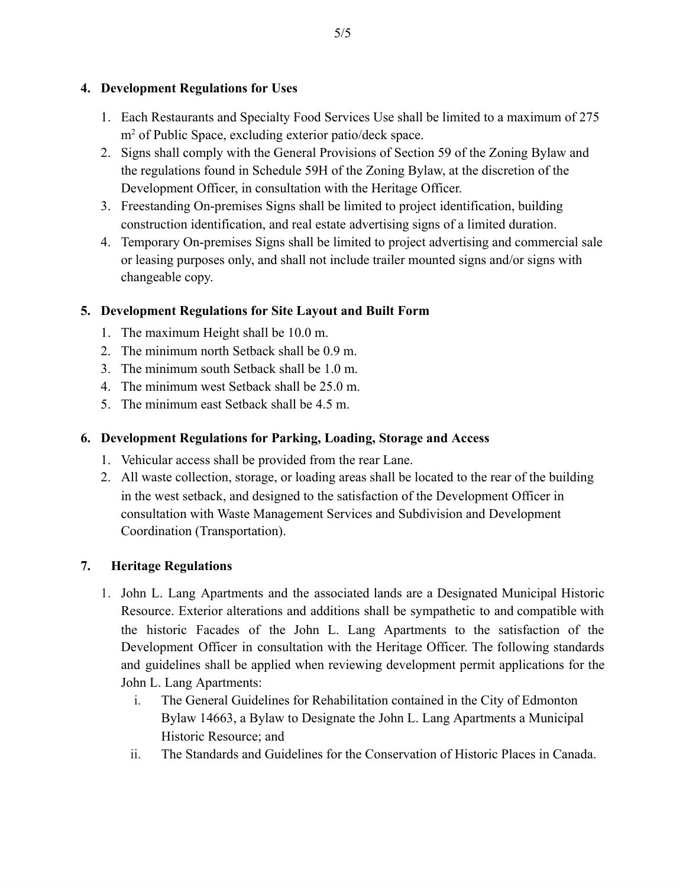**4. Development Regulations for Uses**

1. Each Restaurants and Specialty Food Services Use shall be limited to a maximum of 275 $m^2$ of Public Space, excluding exterior patio/deck space.
2. Signs shall comply with the General Provisions of Section 59 of the Zoning Bylaw and the regulations found in Schedule 59H of the Zoning Bylaw, at the discretion of the Development Officer, in consultation with the Heritage Officer.
3. Freestanding On-premises Signs shall be limited to project identification, building construction identification, and real estate advertising signs of a limited duration.
4. Temporary On-premises Signs shall be limited to project advertising and commercial sale or leasing purposes only, and shall not include trailer mounted signs and/or signs with changeable copy.

**5. Development Regulations for Site Layout and Built Form**

1. The maximum Height shall be 10.0 m.
2. The minimum north Setback shall be 0.9 m.
3. The minimum south Setback shall be 1.0 m.
4. The minimum west Setback shall be 25.0 m.
5. The minimum east Setback shall be 4.5 m.

**6. Development Regulations for Parking, Loading, Storage and Access**

1. Vehicular access shall be provided from the rear Lane.
2. All waste collection, storage, or loading areas shall be located to the rear of the building in the west setback, and designed to the satisfaction of the Development Officer in consultation with Waste Management Services and Subdivision and Development Coordination (Transportation).

**7. Heritage Regulations**

1. John L. Lang Apartments and the associated lands are a Designated Municipal Historic Resource. Exterior alterations and additions shall be sympathetic to and compatible with the historic Facades of the John L. Lang Apartments to the satisfaction of the Development Officer in consultation with the Heritage Officer. The following standards and guidelines shall be applied when reviewing development permit applications for the John L. Lang Apartments:
   i. The General Guidelines for Rehabilitation contained in the City of Edmonton Bylaw 14663, a Bylaw to Designate the John L. Lang Apartments a Municipal Historic Resource; and
   ii. The Standards and Guidelines for the Conservation of Historic Places in Canada.